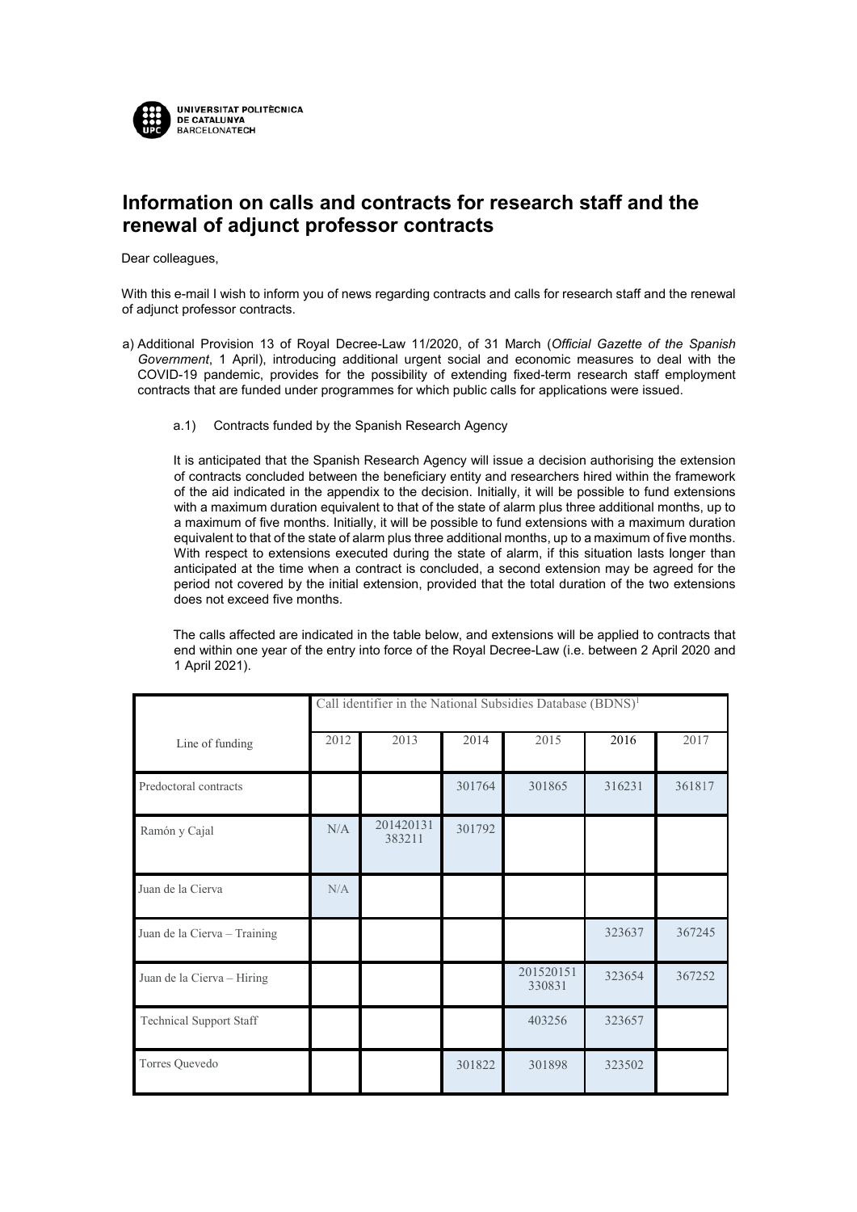UNIVERSITAT POLITÈCNICA DE CATALUNYA BARCELONATECH

# Information on calls and contracts for research staff and the renewal of adjunct professor contracts

Dear colleagues,

With this e-mail I wish to inform you of news regarding contracts and calls for research staff and the renewal of adjunct professor contracts.

a) Additional Provision 13 of Royal Decree-Law 11/2020, of 31 March (*Official Gazette of the Spanish Government*, 1 April), introducing additional urgent social and economic measures to deal with the COVID-19 pandemic, provides for the possibility of extending fixed-term research staff employment contracts that are funded under programmes for which public calls for applications were issued.

   a.1) Contracts funded by the Spanish Research Agency

   It is anticipated that the Spanish Research Agency will issue a decision authorising the extension of contracts concluded between the beneficiary entity and researchers hired within the framework of the aid indicated in the appendix to the decision. Initially, it will be possible to fund extensions with a maximum duration equivalent to that of the state of alarm plus three additional months, up to a maximum of five months. Initially, it will be possible to fund extensions with a maximum duration equivalent to that of the state of alarm plus three additional months, up to a maximum of five months. With respect to extensions executed during the state of alarm, if this situation lasts longer than anticipated at the time when a contract is concluded, a second extension may be agreed for the period not covered by the initial extension, provided that the total duration of the two extensions does not exceed five months.

   The calls affected are indicated in the table below, and extensions will be applied to contracts that end within one year of the entry into force of the Royal Decree-Law (i.e. between 2 April 2020 and 1 April 2021).

| Line of funding | Call identifier in the National Subsidies Database (BDNS)[1] | | | | | |
|---|---|---|---|---|---|---|
| | 2012 | 2013 | 2014 | 2015 | 2016 | 2017 |
| Predoctoral contracts | | | 301764 | 301865 | 316231 | 361817 |
| Ramón y Cajal | N/A | 201420131 383211 | 301792 | | | |
| Juan de la Cierva | N/A | | | | | |
| Juan de la Cierva – Training | | | | | 323637 | 367245 |
| Juan de la Cierva – Hiring | | | | 201520151 330831 | 323654 | 367252 |
| Technical Support Staff | | | | 403256 | 323657 | |
| Torres Quevedo | | | 301822 | 301898 | 323502 | |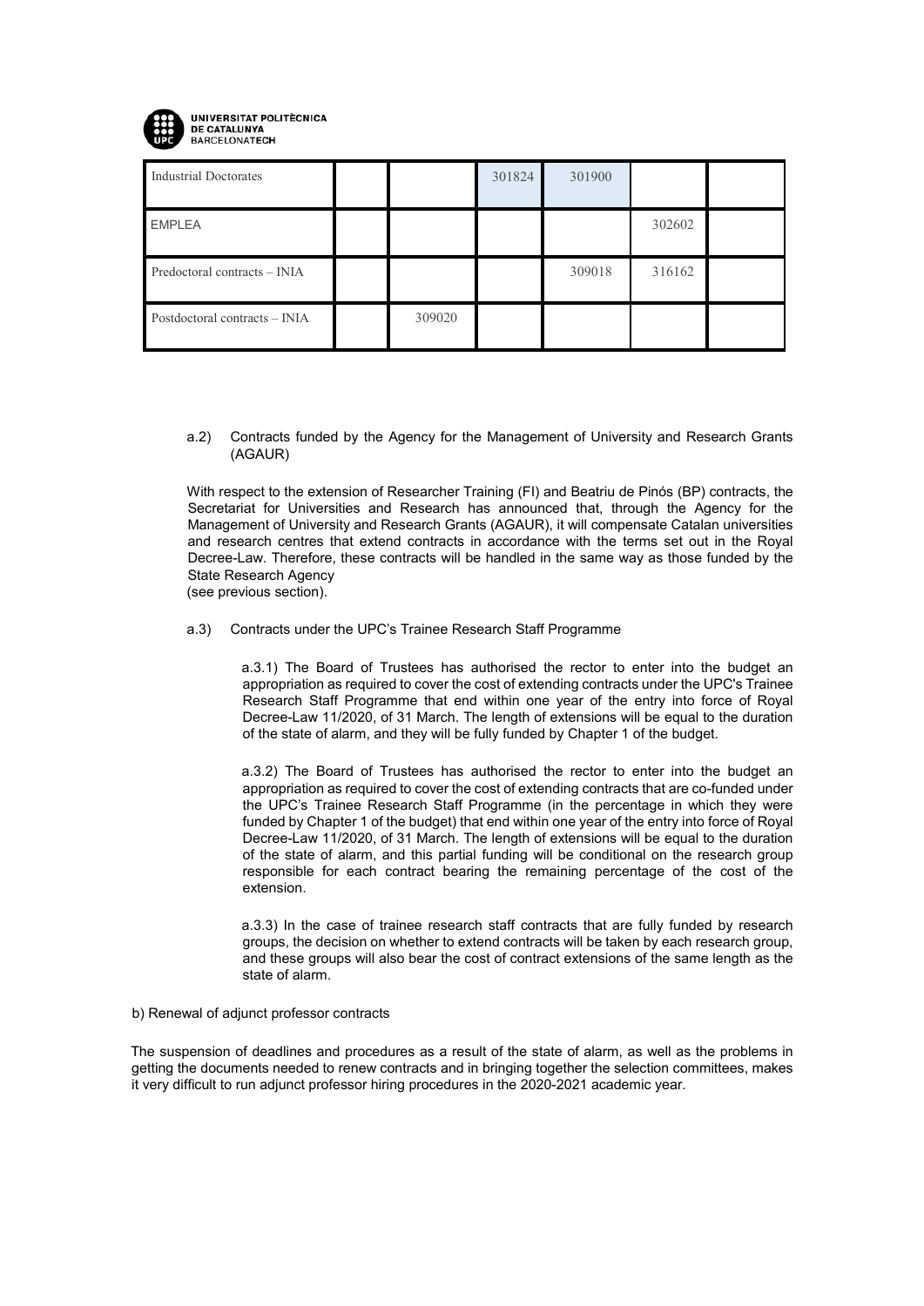| Industrial Doctorates | | | 301824 | 301900 | | |
|---|---|---|---|---|---|---|
| EMPLEA | | | | | 302602 | |
| Predoctoral contracts – INIA | | | | 309018 | 316162 | |
| Postdoctoral contracts – INIA | | 309020 | | | | |

a.2) Contracts funded by the Agency for the Management of University and Research Grants (AGAUR)

With respect to the extension of Researcher Training (FI) and Beatriu de Pinós (BP) contracts, the Secretariat for Universities and Research has announced that, through the Agency for the Management of University and Research Grants (AGAUR), it will compensate Catalan universities and research centres that extend contracts in accordance with the terms set out in the Royal Decree-Law. Therefore, these contracts will be handled in the same way as those funded by the State Research Agency
(see previous section).

a.3) Contracts under the UPC's Trainee Research Staff Programme

a.3.1) The Board of Trustees has authorised the rector to enter into the budget an appropriation as required to cover the cost of extending contracts under the UPC's Trainee Research Staff Programme that end within one year of the entry into force of Royal Decree-Law 11/2020, of 31 March. The length of extensions will be equal to the duration of the state of alarm, and they will be fully funded by Chapter 1 of the budget.

a.3.2) The Board of Trustees has authorised the rector to enter into the budget an appropriation as required to cover the cost of extending contracts that are co-funded under the UPC's Trainee Research Staff Programme (in the percentage in which they were funded by Chapter 1 of the budget) that end within one year of the entry into force of Royal Decree-Law 11/2020, of 31 March. The length of extensions will be equal to the duration of the state of alarm, and this partial funding will be conditional on the research group responsible for each contract bearing the remaining percentage of the cost of the extension.

a.3.3) In the case of trainee research staff contracts that are fully funded by research groups, the decision on whether to extend contracts will be taken by each research group, and these groups will also bear the cost of contract extensions of the same length as the state of alarm.

b) Renewal of adjunct professor contracts

The suspension of deadlines and procedures as a result of the state of alarm, as well as the problems in getting the documents needed to renew contracts and in bringing together the selection committees, makes it very difficult to run adjunct professor hiring procedures in the 2020-2021 academic year.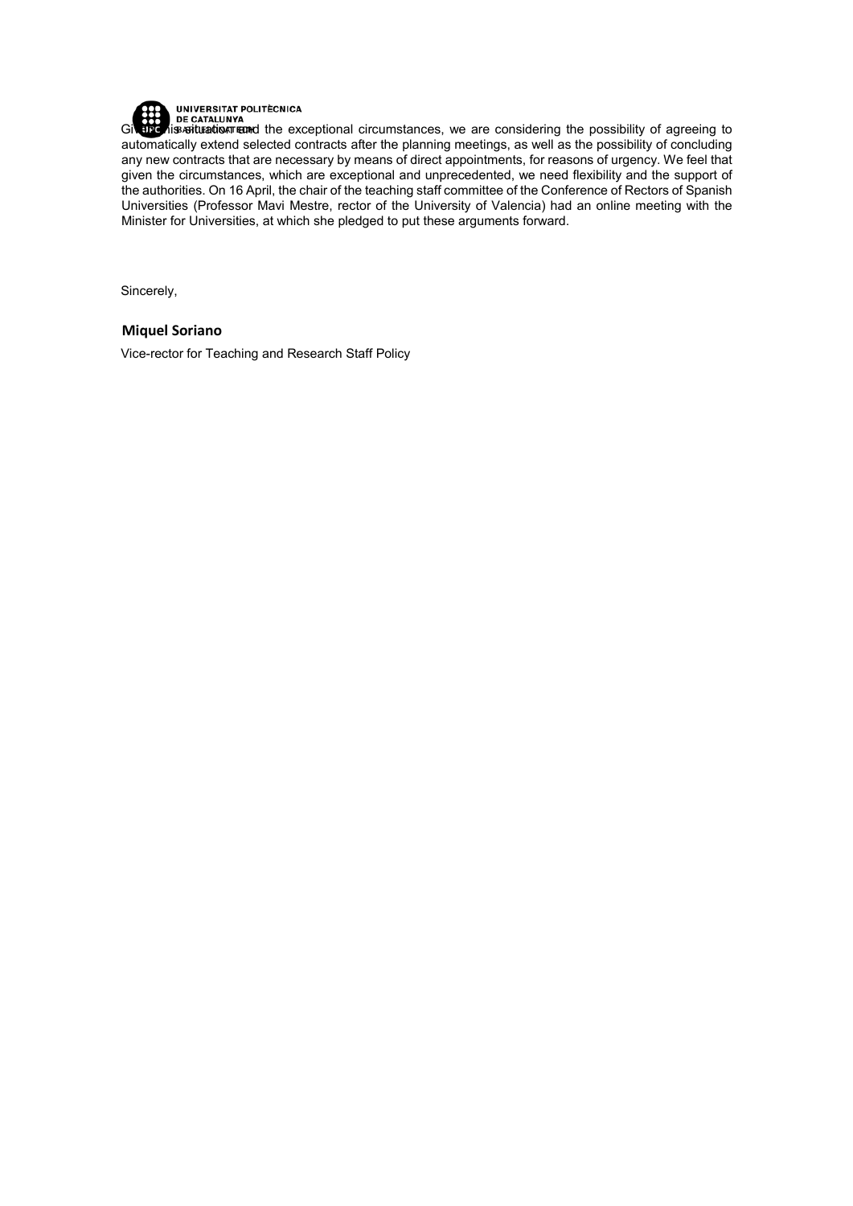Given this situation and the exceptional circumstances, we are considering the possibility of agreeing to automatically extend selected contracts after the planning meetings, as well as the possibility of concluding any new contracts that are necessary by means of direct appointments, for reasons of urgency. We feel that given the circumstances, which are exceptional and unprecedented, we need flexibility and the support of the authorities. On 16 April, the chair of the teaching staff committee of the Conference of Rectors of Spanish Universities (Professor Mavi Mestre, rector of the University of Valencia) had an online meeting with the Minister for Universities, at which she pledged to put these arguments forward.

Sincerely,

**Miquel Soriano**

Vice-rector for Teaching and Research Staff Policy